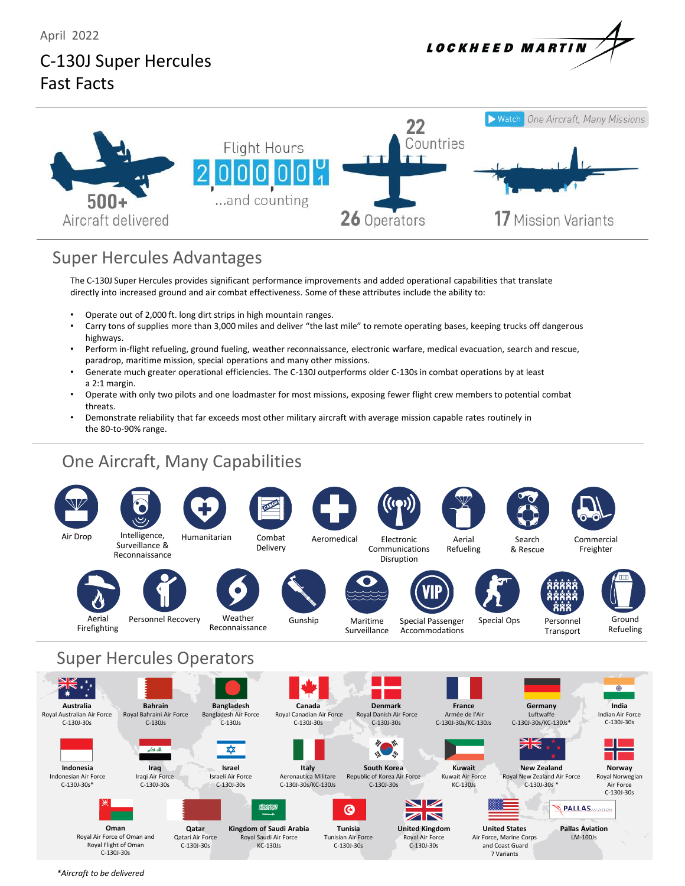April 2022

# C-130J Super Hercules Fast Facts

LOCKHEED MARTIN

Watch *One Aircraft, Many Missions*

**500+** Aircraft delivered

Flight Hours **2,000,001** ...and counting

**22** Countries

**26** Operators

**17** Mission Variants

## Super Hercules Advantages

The C-130J Super Hercules provides significant performance improvements and added operational capabilities that translate directly into increased ground and air combat effectiveness. Some of these attributes include the ability to:

- Operate out of 2,000 ft. long dirt strips in high mountain ranges.
- Carry tons of supplies more than 3,000 miles and deliver "the last mile" to remote operating bases, keeping trucks off dangerous highways.
- Perform in-flight refueling, ground fueling, weather reconnaissance, electronic warfare, medical evacuation, search and rescue, paradrop, maritime mission, special operations and many other missions.
- Generate much greater operational efficiencies. The C-130J outperforms older C-130s in combat operations by at least a 2:1 margin.
- Operate with only two pilots and one loadmaster for most missions, exposing fewer flight crew members to potential combat threats.
- Demonstrate reliability that far exceeds most other military aircraft with average mission capable rates routinely in the 80-to-90% range.

## One Aircraft, Many Capabilities

- Air Drop
- Intelligence, Surveillance & Reconnaissance
- Humanitarian
- Combat Delivery
- Aeromedical
- Electronic Communications Disruption
- Aerial Refueling
- Search & Rescue
- Commercial Freighter
- Aerial Firefighting
- Personnel Recovery
- Weather Reconnaissance
- Gunship
- Maritime Surveillance
- Special Passenger Accommodations
- Special Ops
- Personnel Transport
- Ground Refueling

## Super Hercules Operators

| Country | Operator | Aircraft |
|---|---|---|
| Australia | Royal Australian Air Force | C-130J-30s |
| Bahrain | Royal Bahraini Air Force | C-130Js |
| Bangladesh | Bangladesh Air Force | C-130Js |
| Canada | Royal Canadian Air Force | C-130J-30s |
| Denmark | Royal Danish Air Force | C-130J-30s |
| France | Armée de l'Air | C-130J-30s/KC-130Js |
| Germany | Luftwaffe | C-130J-30s/KC-130Js* |
| India | Indian Air Force | C-130J-30s |
| Indonesia | Indonesian Air Force | C-130J-30s* |
| Iraq | Iraqi Air Force | C-130J-30s |
| Israel | Israeli Air Force | C-130J-30s |
| Italy | Aeronautica Militare | C-130J-30s/KC-130Js |
| South Korea | Republic of Korea Air Force | C-130J-30s |
| Kuwait | Kuwait Air Force | KC-130Js |
| New Zealand | Royal New Zealand Air Force | C-130J-30s * |
| Norway | Royal Norwegian Air Force | C-130J-30s |
| Oman | Royal Air Force of Oman and Royal Flight of Oman | C-130J-30s |
| Qatar | Qatari Air Force | C-130J-30s |
| Kingdom of Saudi Arabia | Royal Saudi Air Force | KC-130Js |
| Tunisia | Tunisian Air Force | C-130J-30s |
| United Kingdom | Royal Air Force | C-130J-30s |
| United States | Air Force, Marine Corps and Coast Guard | 7 Variants |
| Pallas Aviation | | LM-100Js |

*Aircraft to be delivered*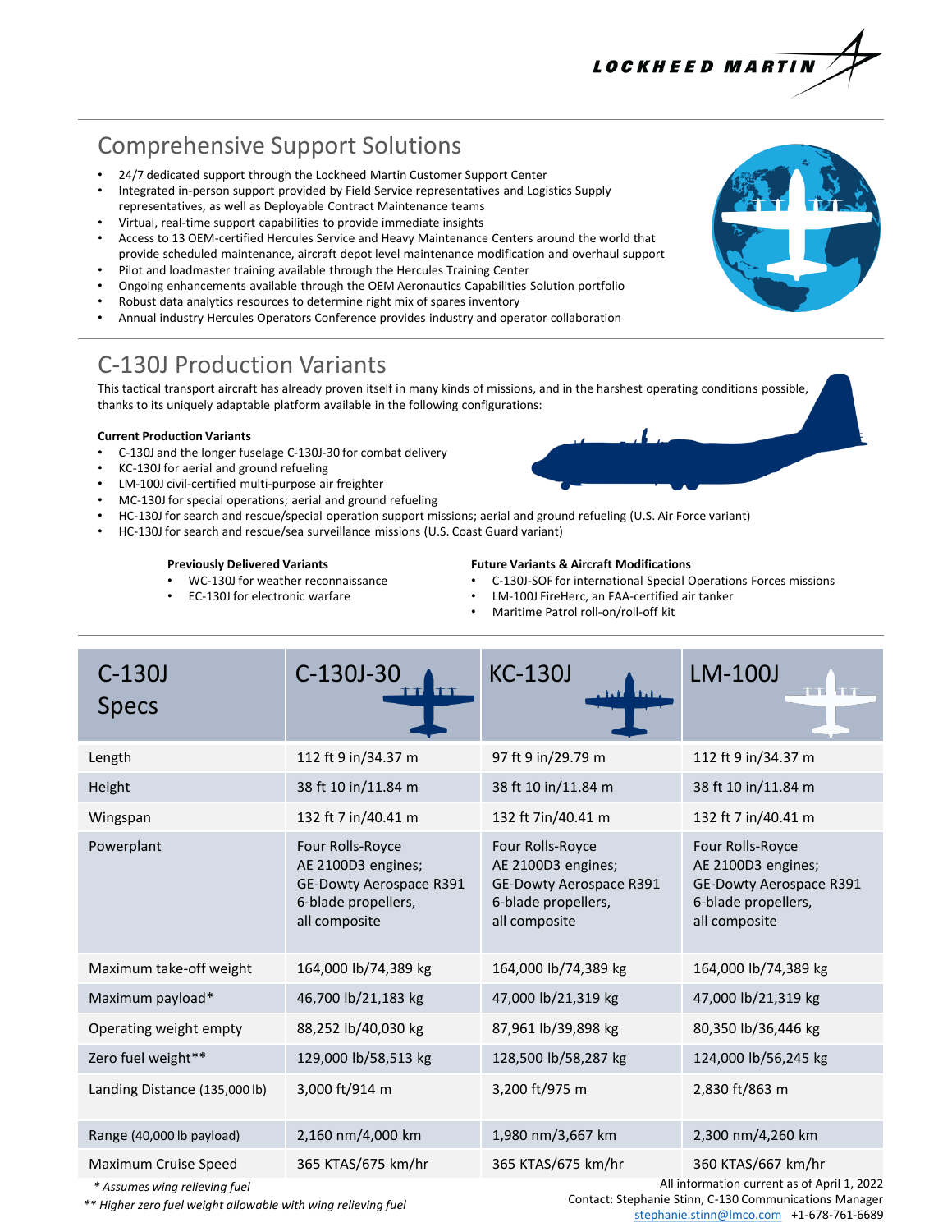## Comprehensive Support Solutions

- 24/7 dedicated support through the Lockheed Martin Customer Support Center
- Integrated in-person support provided by Field Service representatives and Logistics Supply representatives, as well as Deployable Contract Maintenance teams
- Virtual, real-time support capabilities to provide immediate insights
- Access to 13 OEM-certified Hercules Service and Heavy Maintenance Centers around the world that provide scheduled maintenance, aircraft depot level maintenance modification and overhaul support
- Pilot and loadmaster training available through the Hercules Training Center
- Ongoing enhancements available through the OEM Aeronautics Capabilities Solution portfolio
- Robust data analytics resources to determine right mix of spares inventory
- Annual industry Hercules Operators Conference provides industry and operator collaboration

## C-130J Production Variants

This tactical transport aircraft has already proven itself in many kinds of missions, and in the harshest operating conditions possible, thanks to its uniquely adaptable platform available in the following configurations:

**Current Production Variants**

- C-130J and the longer fuselage C-130J-30 for combat delivery
- KC-130J for aerial and ground refueling
- LM-100J civil-certified multi-purpose air freighter
- MC-130J for special operations; aerial and ground refueling
- HC-130J for search and rescue/special operation support missions; aerial and ground refueling (U.S. Air Force variant)
- HC-130J for search and rescue/sea surveillance missions (U.S. Coast Guard variant)

**Previously Delivered Variants**

- WC-130J for weather reconnaissance
- EC-130J for electronic warfare

**Future Variants & Aircraft Modifications**

- C-130J-SOF for international Special Operations Forces missions
- LM-100J FireHerc, an FAA-certified air tanker
- Maritime Patrol roll-on/roll-off kit

| C-130J Specs | C-130J-30 | KC-130J | LM-100J |
|---|---|---|---|
| Length | 112 ft 9 in/34.37 m | 97 ft 9 in/29.79 m | 112 ft 9 in/34.37 m |
| Height | 38 ft 10 in/11.84 m | 38 ft 10 in/11.84 m | 38 ft 10 in/11.84 m |
| Wingspan | 132 ft 7 in/40.41 m | 132 ft 7in/40.41 m | 132 ft 7 in/40.41 m |
| Powerplant | Four Rolls-Royce AE 2100D3 engines; GE-Dowty Aerospace R391 6-blade propellers, all composite | Four Rolls-Royce AE 2100D3 engines; GE-Dowty Aerospace R391 6-blade propellers, all composite | Four Rolls-Royce AE 2100D3 engines; GE-Dowty Aerospace R391 6-blade propellers, all composite |
| Maximum take-off weight | 164,000 lb/74,389 kg | 164,000 lb/74,389 kg | 164,000 lb/74,389 kg |
| Maximum payload* | 46,700 lb/21,183 kg | 47,000 lb/21,319 kg | 47,000 lb/21,319 kg |
| Operating weight empty | 88,252 lb/40,030 kg | 87,961 lb/39,898 kg | 80,350 lb/36,446 kg |
| Zero fuel weight** | 129,000 lb/58,513 kg | 128,500 lb/58,287 kg | 124,000 lb/56,245 kg |
| Landing Distance (135,000 lb) | 3,000 ft/914 m | 3,200 ft/975 m | 2,830 ft/863 m |
| Range (40,000 lb payload) | 2,160 nm/4,000 km | 1,980 nm/3,667 km | 2,300 nm/4,260 km |
| Maximum Cruise Speed | 365 KTAS/675 km/hr | 365 KTAS/675 km/hr | 360 KTAS/667 km/hr |

*\* Assumes wing relieving fuel*

*\*\* Higher zero fuel weight allowable with wing relieving fuel*

All information current as of April 1, 2022
Contact: Stephanie Stinn, C-130 Communications Manager
stephanie.stinn@lmco.com +1-678-761-6689